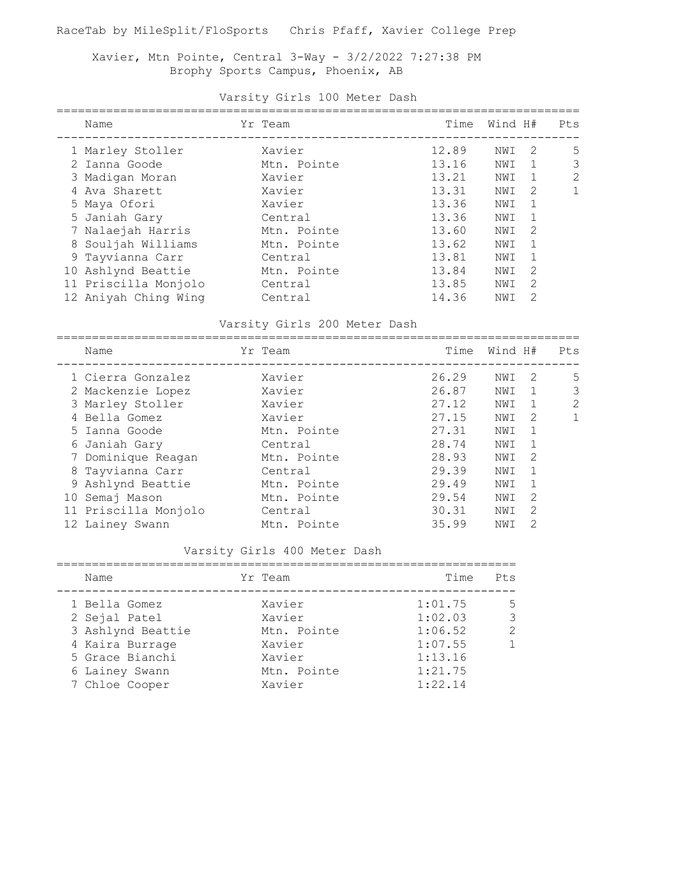RaceTab by MileSplit/FloSports   Chris Pfaff, Xavier College Prep

Xavier, Mtn Pointe, Central 3-Way - 3/2/2022 7:27:38 PM
Brophy Sports Campus, Phoenix, AB

## Varsity Girls 100 Meter Dash

| | Name | Yr | Team | Time | Wind | H# | Pts |
|---|---|---|---|---|---|---|---|
| 1 | Marley Stoller | | Xavier | 12.89 | NWI | 2 | 5 |
| 2 | Ianna Goode | | Mtn. Pointe | 13.16 | NWI | 1 | 3 |
| 3 | Madigan Moran | | Xavier | 13.21 | NWI | 1 | 2 |
| 4 | Ava Sharett | | Xavier | 13.31 | NWI | 2 | 1 |
| 5 | Maya Ofori | | Xavier | 13.36 | NWI | 1 | |
| 5 | Janiah Gary | | Central | 13.36 | NWI | 1 | |
| 7 | Nalaejah Harris | | Mtn. Pointe | 13.60 | NWI | 2 | |
| 8 | Souljah Williams | | Mtn. Pointe | 13.62 | NWI | 1 | |
| 9 | Tayvianna Carr | | Central | 13.81 | NWI | 1 | |
| 10 | Ashlynd Beattie | | Mtn. Pointe | 13.84 | NWI | 2 | |
| 11 | Priscilla Monjolo | | Central | 13.85 | NWI | 2 | |
| 12 | Aniyah Ching Wing | | Central | 14.36 | NWI | 2 | |

## Varsity Girls 200 Meter Dash

| | Name | Yr | Team | Time | Wind | H# | Pts |
|---|---|---|---|---|---|---|---|
| 1 | Cierra Gonzalez | | Xavier | 26.29 | NWI | 2 | 5 |
| 2 | Mackenzie Lopez | | Xavier | 26.87 | NWI | 1 | 3 |
| 3 | Marley Stoller | | Xavier | 27.12 | NWI | 1 | 2 |
| 4 | Bella Gomez | | Xavier | 27.15 | NWI | 2 | 1 |
| 5 | Ianna Goode | | Mtn. Pointe | 27.31 | NWI | 1 | |
| 6 | Janiah Gary | | Central | 28.74 | NWI | 1 | |
| 7 | Dominique Reagan | | Mtn. Pointe | 28.93 | NWI | 2 | |
| 8 | Tayvianna Carr | | Central | 29.39 | NWI | 1 | |
| 9 | Ashlynd Beattie | | Mtn. Pointe | 29.49 | NWI | 1 | |
| 10 | Semaj Mason | | Mtn. Pointe | 29.54 | NWI | 2 | |
| 11 | Priscilla Monjolo | | Central | 30.31 | NWI | 2 | |
| 12 | Lainey Swann | | Mtn. Pointe | 35.99 | NWI | 2 | |

## Varsity Girls 400 Meter Dash

| | Name | Yr | Team | Time | Pts |
|---|---|---|---|---|---|
| 1 | Bella Gomez | | Xavier | 1:01.75 | 5 |
| 2 | Sejal Patel | | Xavier | 1:02.03 | 3 |
| 3 | Ashlynd Beattie | | Mtn. Pointe | 1:06.52 | 2 |
| 4 | Kaira Burrage | | Xavier | 1:07.55 | 1 |
| 5 | Grace Bianchi | | Xavier | 1:13.16 | |
| 6 | Lainey Swann | | Mtn. Pointe | 1:21.75 | |
| 7 | Chloe Cooper | | Xavier | 1:22.14 | |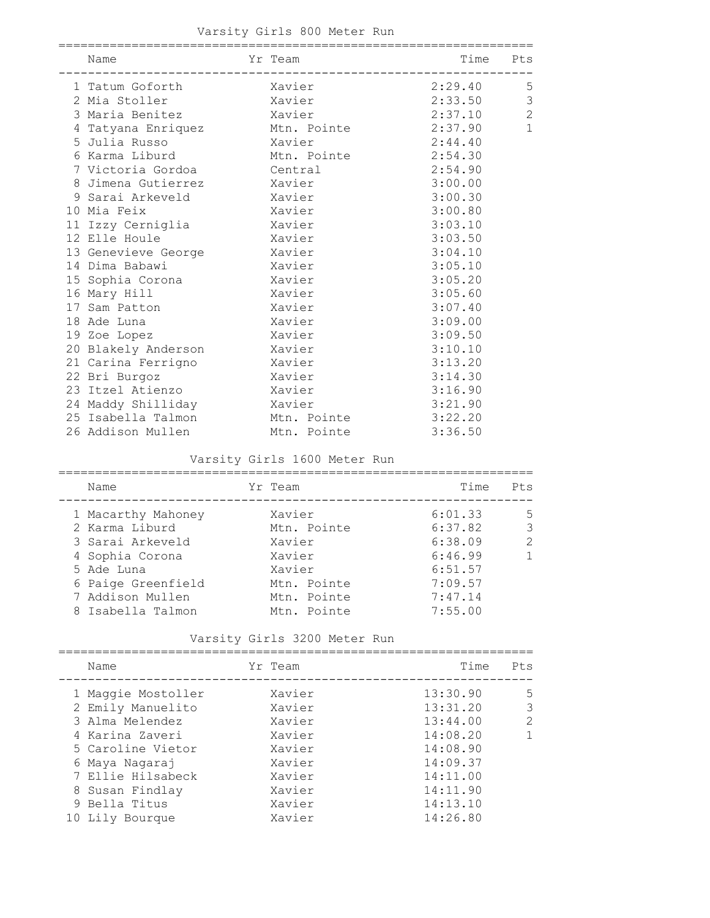## Varsity Girls 800 Meter Run

| Place | Name | Yr | Team | Time | Pts |
|---|---|---|---|---|---|
| 1 | Tatum Goforth | | Xavier | 2:29.40 | 5 |
| 2 | Mia Stoller | | Xavier | 2:33.50 | 3 |
| 3 | Maria Benitez | | Xavier | 2:37.10 | 2 |
| 4 | Tatyana Enriquez | | Mtn. Pointe | 2:37.90 | 1 |
| 5 | Julia Russo | | Xavier | 2:44.40 | |
| 6 | Karma Liburd | | Mtn. Pointe | 2:54.30 | |
| 7 | Victoria Gordoa | | Central | 2:54.90 | |
| 8 | Jimena Gutierrez | | Xavier | 3:00.00 | |
| 9 | Sarai Arkeveld | | Xavier | 3:00.30 | |
| 10 | Mia Feix | | Xavier | 3:00.80 | |
| 11 | Izzy Cerniglia | | Xavier | 3:03.10 | |
| 12 | Elle Houle | | Xavier | 3:03.50 | |
| 13 | Genevieve George | | Xavier | 3:04.10 | |
| 14 | Dima Babawi | | Xavier | 3:05.10 | |
| 15 | Sophia Corona | | Xavier | 3:05.20 | |
| 16 | Mary Hill | | Xavier | 3:05.60 | |
| 17 | Sam Patton | | Xavier | 3:07.40 | |
| 18 | Ade Luna | | Xavier | 3:09.00 | |
| 19 | Zoe Lopez | | Xavier | 3:09.50 | |
| 20 | Blakely Anderson | | Xavier | 3:10.10 | |
| 21 | Carina Ferrigno | | Xavier | 3:13.20 | |
| 22 | Bri Burgoz | | Xavier | 3:14.30 | |
| 23 | Itzel Atienzo | | Xavier | 3:16.90 | |
| 24 | Maddy Shilliday | | Xavier | 3:21.90 | |
| 25 | Isabella Talmon | | Mtn. Pointe | 3:22.20 | |
| 26 | Addison Mullen | | Mtn. Pointe | 3:36.50 | |

## Varsity Girls 1600 Meter Run

| Place | Name | Yr | Team | Time | Pts |
|---|---|---|---|---|---|
| 1 | Macarthy Mahoney | | Xavier | 6:01.33 | 5 |
| 2 | Karma Liburd | | Mtn. Pointe | 6:37.82 | 3 |
| 3 | Sarai Arkeveld | | Xavier | 6:38.09 | 2 |
| 4 | Sophia Corona | | Xavier | 6:46.99 | 1 |
| 5 | Ade Luna | | Xavier | 6:51.57 | |
| 6 | Paige Greenfield | | Mtn. Pointe | 7:09.57 | |
| 7 | Addison Mullen | | Mtn. Pointe | 7:47.14 | |
| 8 | Isabella Talmon | | Mtn. Pointe | 7:55.00 | |

## Varsity Girls 3200 Meter Run

| Place | Name | Yr | Team | Time | Pts |
|---|---|---|---|---|---|
| 1 | Maggie Mostoller | | Xavier | 13:30.90 | 5 |
| 2 | Emily Manuelito | | Xavier | 13:31.20 | 3 |
| 3 | Alma Melendez | | Xavier | 13:44.00 | 2 |
| 4 | Karina Zaveri | | Xavier | 14:08.20 | 1 |
| 5 | Caroline Vietor | | Xavier | 14:08.90 | |
| 6 | Maya Nagaraj | | Xavier | 14:09.37 | |
| 7 | Ellie Hilsabeck | | Xavier | 14:11.00 | |
| 8 | Susan Findlay | | Xavier | 14:11.90 | |
| 9 | Bella Titus | | Xavier | 14:13.10 | |
| 10 | Lily Bourque | | Xavier | 14:26.80 | |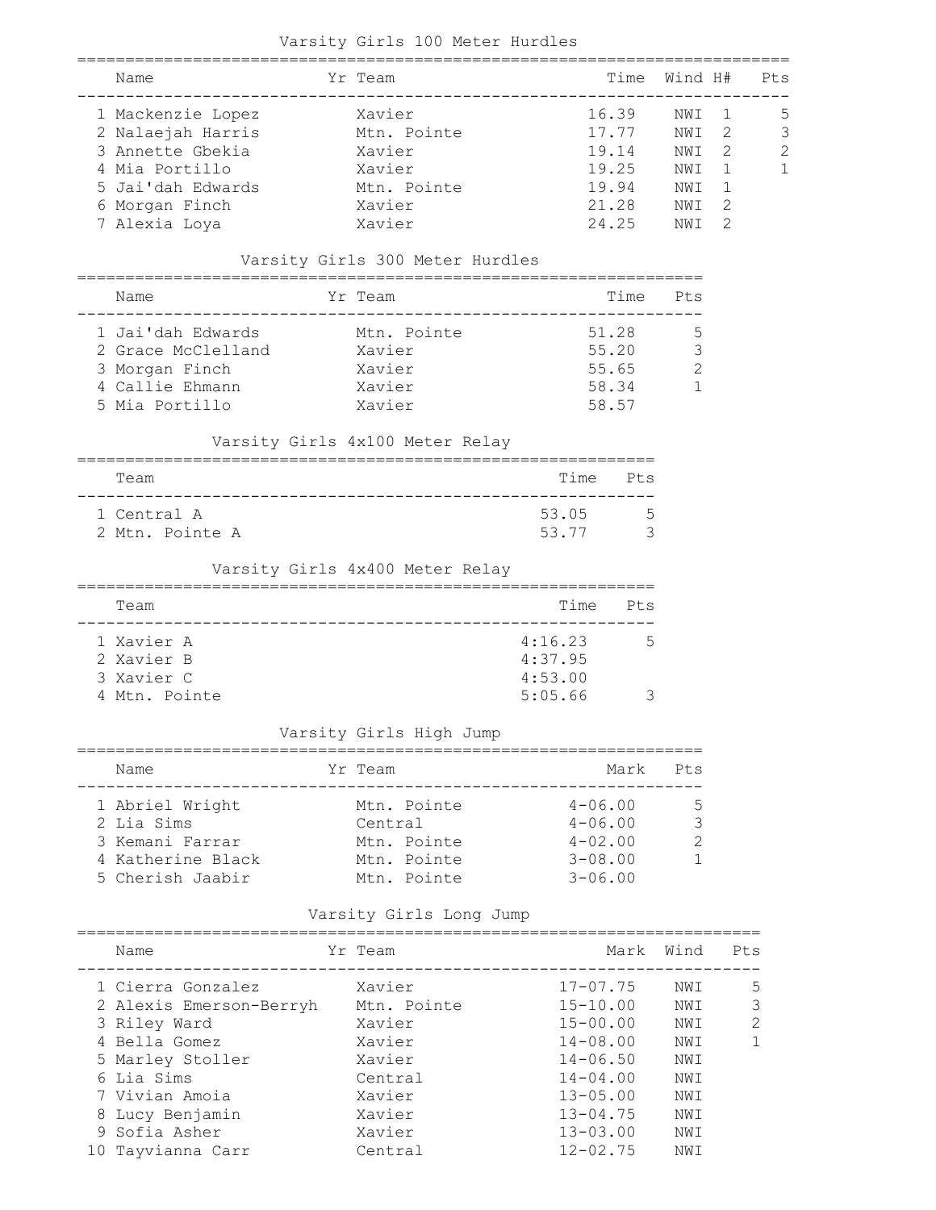### Varsity Girls 100 Meter Hurdles

| | Name | Yr | Team | Time | Wind | H# | Pts |
|---|---|---|---|---|---|---|---|
| 1 | Mackenzie Lopez | | Xavier | 16.39 | NWI | 1 | 5 |
| 2 | Nalaejah Harris | | Mtn. Pointe | 17.77 | NWI | 2 | 3 |
| 3 | Annette Gbekia | | Xavier | 19.14 | NWI | 2 | 2 |
| 4 | Mia Portillo | | Xavier | 19.25 | NWI | 1 | 1 |
| 5 | Jai'dah Edwards | | Mtn. Pointe | 19.94 | NWI | 1 | |
| 6 | Morgan Finch | | Xavier | 21.28 | NWI | 2 | |
| 7 | Alexia Loya | | Xavier | 24.25 | NWI | 2 | |

### Varsity Girls 300 Meter Hurdles

| | Name | Yr | Team | Time | Pts |
|---|---|---|---|---|---|
| 1 | Jai'dah Edwards | | Mtn. Pointe | 51.28 | 5 |
| 2 | Grace McClelland | | Xavier | 55.20 | 3 |
| 3 | Morgan Finch | | Xavier | 55.65 | 2 |
| 4 | Callie Ehmann | | Xavier | 58.34 | 1 |
| 5 | Mia Portillo | | Xavier | 58.57 | |

### Varsity Girls 4x100 Meter Relay

| | Team | Time | Pts |
|---|---|---|---|
| 1 | Central A | 53.05 | 5 |
| 2 | Mtn. Pointe A | 53.77 | 3 |

### Varsity Girls 4x400 Meter Relay

| | Team | Time | Pts |
|---|---|---|---|
| 1 | Xavier A | 4:16.23 | 5 |
| 2 | Xavier B | 4:37.95 | |
| 3 | Xavier C | 4:53.00 | |
| 4 | Mtn. Pointe | 5:05.66 | 3 |

### Varsity Girls High Jump

| | Name | Yr | Team | Mark | Pts |
|---|---|---|---|---|---|
| 1 | Abriel Wright | | Mtn. Pointe | 4-06.00 | 5 |
| 2 | Lia Sims | | Central | 4-06.00 | 3 |
| 3 | Kemani Farrar | | Mtn. Pointe | 4-02.00 | 2 |
| 4 | Katherine Black | | Mtn. Pointe | 3-08.00 | 1 |
| 5 | Cherish Jaabir | | Mtn. Pointe | 3-06.00 | |

### Varsity Girls Long Jump

| | Name | Yr | Team | Mark | Wind | Pts |
|---|---|---|---|---|---|---|
| 1 | Cierra Gonzalez | | Xavier | 17-07.75 | NWI | 5 |
| 2 | Alexis Emerson-Berryh | | Mtn. Pointe | 15-10.00 | NWI | 3 |
| 3 | Riley Ward | | Xavier | 15-00.00 | NWI | 2 |
| 4 | Bella Gomez | | Xavier | 14-08.00 | NWI | 1 |
| 5 | Marley Stoller | | Xavier | 14-06.50 | NWI | |
| 6 | Lia Sims | | Central | 14-04.00 | NWI | |
| 7 | Vivian Amoia | | Xavier | 13-05.00 | NWI | |
| 8 | Lucy Benjamin | | Xavier | 13-04.75 | NWI | |
| 9 | Sofia Asher | | Xavier | 13-03.00 | NWI | |
| 10 | Tayvianna Carr | | Central | 12-02.75 | NWI | |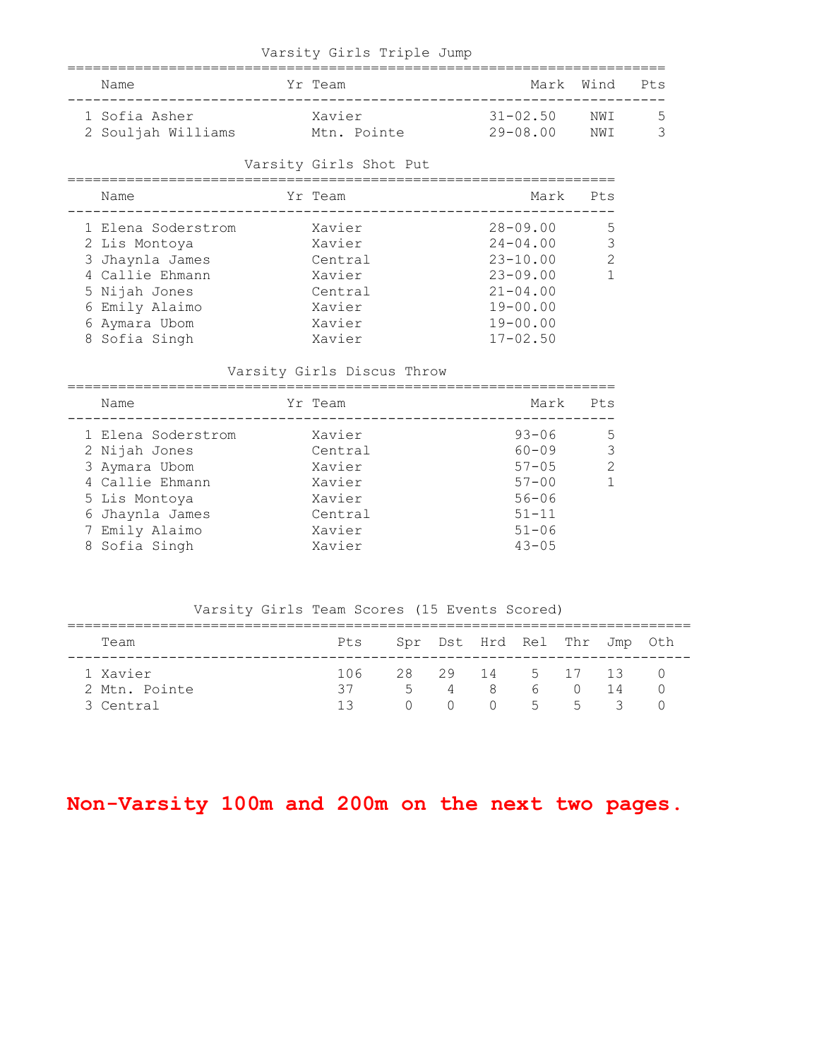### Varsity Girls Triple Jump

| | Name | Yr | Team | Mark | Wind | Pts |
|---|---|---|---|---|---|---|
| 1 | Sofia Asher | | Xavier | 31-02.50 | NWI | 5 |
| 2 | Souljah Williams | | Mtn. Pointe | 29-08.00 | NWI | 3 |

### Varsity Girls Shot Put

| | Name | Yr | Team | Mark | Pts |
|---|---|---|---|---|---|
| 1 | Elena Soderstrom | | Xavier | 28-09.00 | 5 |
| 2 | Lis Montoya | | Xavier | 24-04.00 | 3 |
| 3 | Jhaynla James | | Central | 23-10.00 | 2 |
| 4 | Callie Ehmann | | Xavier | 23-09.00 | 1 |
| 5 | Nijah Jones | | Central | 21-04.00 | |
| 6 | Emily Alaimo | | Xavier | 19-00.00 | |
| 6 | Aymara Ubom | | Xavier | 19-00.00 | |
| 8 | Sofia Singh | | Xavier | 17-02.50 | |

### Varsity Girls Discus Throw

| | Name | Yr | Team | Mark | Pts |
|---|---|---|---|---|---|
| 1 | Elena Soderstrom | | Xavier | 93-06 | 5 |
| 2 | Nijah Jones | | Central | 60-09 | 3 |
| 3 | Aymara Ubom | | Xavier | 57-05 | 2 |
| 4 | Callie Ehmann | | Xavier | 57-00 | 1 |
| 5 | Lis Montoya | | Xavier | 56-06 | |
| 6 | Jhaynla James | | Central | 51-11 | |
| 7 | Emily Alaimo | | Xavier | 51-06 | |
| 8 | Sofia Singh | | Xavier | 43-05 | |

### Varsity Girls Team Scores (15 Events Scored)

| | Team | Pts | Spr | Dst | Hrd | Rel | Thr | Jmp | Oth |
|---|---|---|---|---|---|---|---|---|---|
| 1 | Xavier | 106 | 28 | 29 | 14 | 5 | 17 | 13 | 0 |
| 2 | Mtn. Pointe | 37 | 5 | 4 | 8 | 6 | 0 | 14 | 0 |
| 3 | Central | 13 | 0 | 0 | 0 | 5 | 5 | 3 | 0 |

**Non-Varsity 100m and 200m on the next two pages.**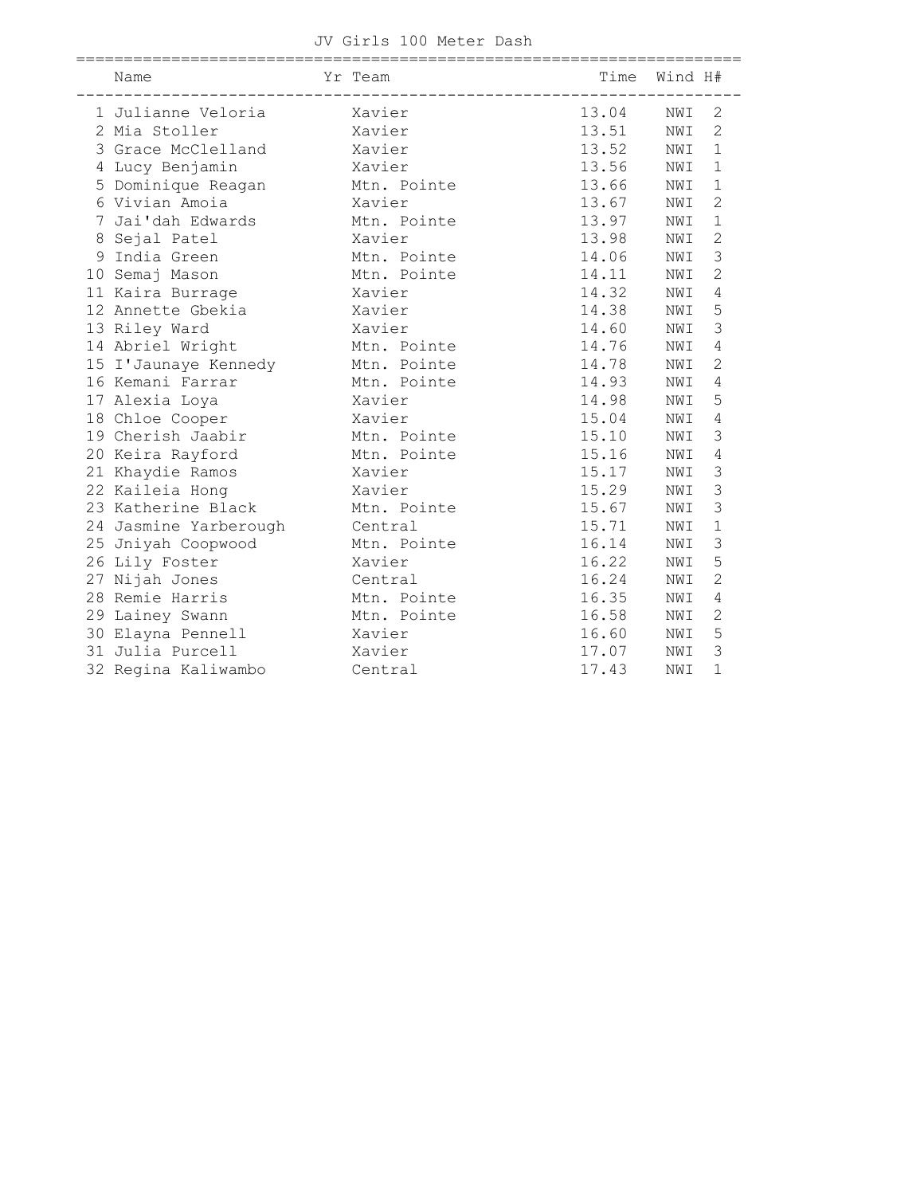## JV Girls 100 Meter Dash

| Place | Name | Yr | Team | Time | Wind | H# |
|---|---|---|---|---|---|---|
| 1 | Julianne Veloria | | Xavier | 13.04 | NWI | 2 |
| 2 | Mia Stoller | | Xavier | 13.51 | NWI | 2 |
| 3 | Grace McClelland | | Xavier | 13.52 | NWI | 1 |
| 4 | Lucy Benjamin | | Xavier | 13.56 | NWI | 1 |
| 5 | Dominique Reagan | | Mtn. Pointe | 13.66 | NWI | 1 |
| 6 | Vivian Amoia | | Xavier | 13.67 | NWI | 2 |
| 7 | Jai'dah Edwards | | Mtn. Pointe | 13.97 | NWI | 1 |
| 8 | Sejal Patel | | Xavier | 13.98 | NWI | 2 |
| 9 | India Green | | Mtn. Pointe | 14.06 | NWI | 3 |
| 10 | Semaj Mason | | Mtn. Pointe | 14.11 | NWI | 2 |
| 11 | Kaira Burrage | | Xavier | 14.32 | NWI | 4 |
| 12 | Annette Gbekia | | Xavier | 14.38 | NWI | 5 |
| 13 | Riley Ward | | Xavier | 14.60 | NWI | 3 |
| 14 | Abriel Wright | | Mtn. Pointe | 14.76 | NWI | 4 |
| 15 | I'Jaunaye Kennedy | | Mtn. Pointe | 14.78 | NWI | 2 |
| 16 | Kemani Farrar | | Mtn. Pointe | 14.93 | NWI | 4 |
| 17 | Alexia Loya | | Xavier | 14.98 | NWI | 5 |
| 18 | Chloe Cooper | | Xavier | 15.04 | NWI | 4 |
| 19 | Cherish Jaabir | | Mtn. Pointe | 15.10 | NWI | 3 |
| 20 | Keira Rayford | | Mtn. Pointe | 15.16 | NWI | 4 |
| 21 | Khaydie Ramos | | Xavier | 15.17 | NWI | 3 |
| 22 | Kaileia Hong | | Xavier | 15.29 | NWI | 3 |
| 23 | Katherine Black | | Mtn. Pointe | 15.67 | NWI | 3 |
| 24 | Jasmine Yarberough | | Central | 15.71 | NWI | 1 |
| 25 | Jniyah Coopwood | | Mtn. Pointe | 16.14 | NWI | 3 |
| 26 | Lily Foster | | Xavier | 16.22 | NWI | 5 |
| 27 | Nijah Jones | | Central | 16.24 | NWI | 2 |
| 28 | Remie Harris | | Mtn. Pointe | 16.35 | NWI | 4 |
| 29 | Lainey Swann | | Mtn. Pointe | 16.58 | NWI | 2 |
| 30 | Elayna Pennell | | Xavier | 16.60 | NWI | 5 |
| 31 | Julia Purcell | | Xavier | 17.07 | NWI | 3 |
| 32 | Regina Kaliwambo | | Central | 17.43 | NWI | 1 |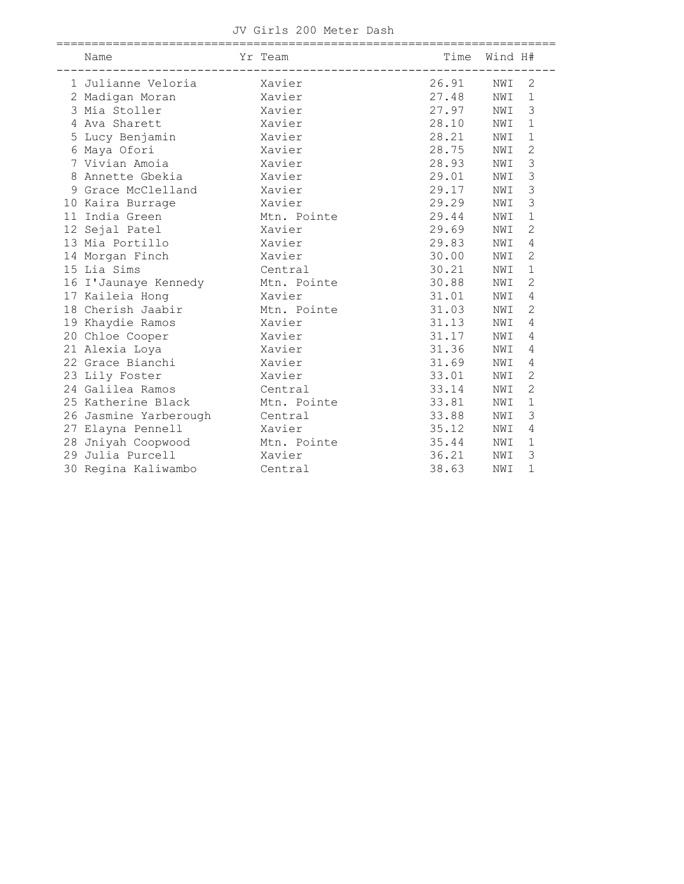## JV Girls 200 Meter Dash

| | Name | Yr | Team | Time | Wind | H# |
|---|---|---|---|---|---|---|
| 1 | Julianne Veloria | | Xavier | 26.91 | NWI | 2 |
| 2 | Madigan Moran | | Xavier | 27.48 | NWI | 1 |
| 3 | Mia Stoller | | Xavier | 27.97 | NWI | 3 |
| 4 | Ava Sharett | | Xavier | 28.10 | NWI | 1 |
| 5 | Lucy Benjamin | | Xavier | 28.21 | NWI | 1 |
| 6 | Maya Ofori | | Xavier | 28.75 | NWI | 2 |
| 7 | Vivian Amoia | | Xavier | 28.93 | NWI | 3 |
| 8 | Annette Gbekia | | Xavier | 29.01 | NWI | 3 |
| 9 | Grace McClelland | | Xavier | 29.17 | NWI | 3 |
| 10 | Kaira Burrage | | Xavier | 29.29 | NWI | 3 |
| 11 | India Green | | Mtn. Pointe | 29.44 | NWI | 1 |
| 12 | Sejal Patel | | Xavier | 29.69 | NWI | 2 |
| 13 | Mia Portillo | | Xavier | 29.83 | NWI | 4 |
| 14 | Morgan Finch | | Xavier | 30.00 | NWI | 2 |
| 15 | Lia Sims | | Central | 30.21 | NWI | 1 |
| 16 | I'Jaunaye Kennedy | | Mtn. Pointe | 30.88 | NWI | 2 |
| 17 | Kaileia Hong | | Xavier | 31.01 | NWI | 4 |
| 18 | Cherish Jaabir | | Mtn. Pointe | 31.03 | NWI | 2 |
| 19 | Khaydie Ramos | | Xavier | 31.13 | NWI | 4 |
| 20 | Chloe Cooper | | Xavier | 31.17 | NWI | 4 |
| 21 | Alexia Loya | | Xavier | 31.36 | NWI | 4 |
| 22 | Grace Bianchi | | Xavier | 31.69 | NWI | 4 |
| 23 | Lily Foster | | Xavier | 33.01 | NWI | 2 |
| 24 | Galilea Ramos | | Central | 33.14 | NWI | 2 |
| 25 | Katherine Black | | Mtn. Pointe | 33.81 | NWI | 1 |
| 26 | Jasmine Yarberough | | Central | 33.88 | NWI | 3 |
| 27 | Elayna Pennell | | Xavier | 35.12 | NWI | 4 |
| 28 | Jniyah Coopwood | | Mtn. Pointe | 35.44 | NWI | 1 |
| 29 | Julia Purcell | | Xavier | 36.21 | NWI | 3 |
| 30 | Regina Kaliwambo | | Central | 38.63 | NWI | 1 |